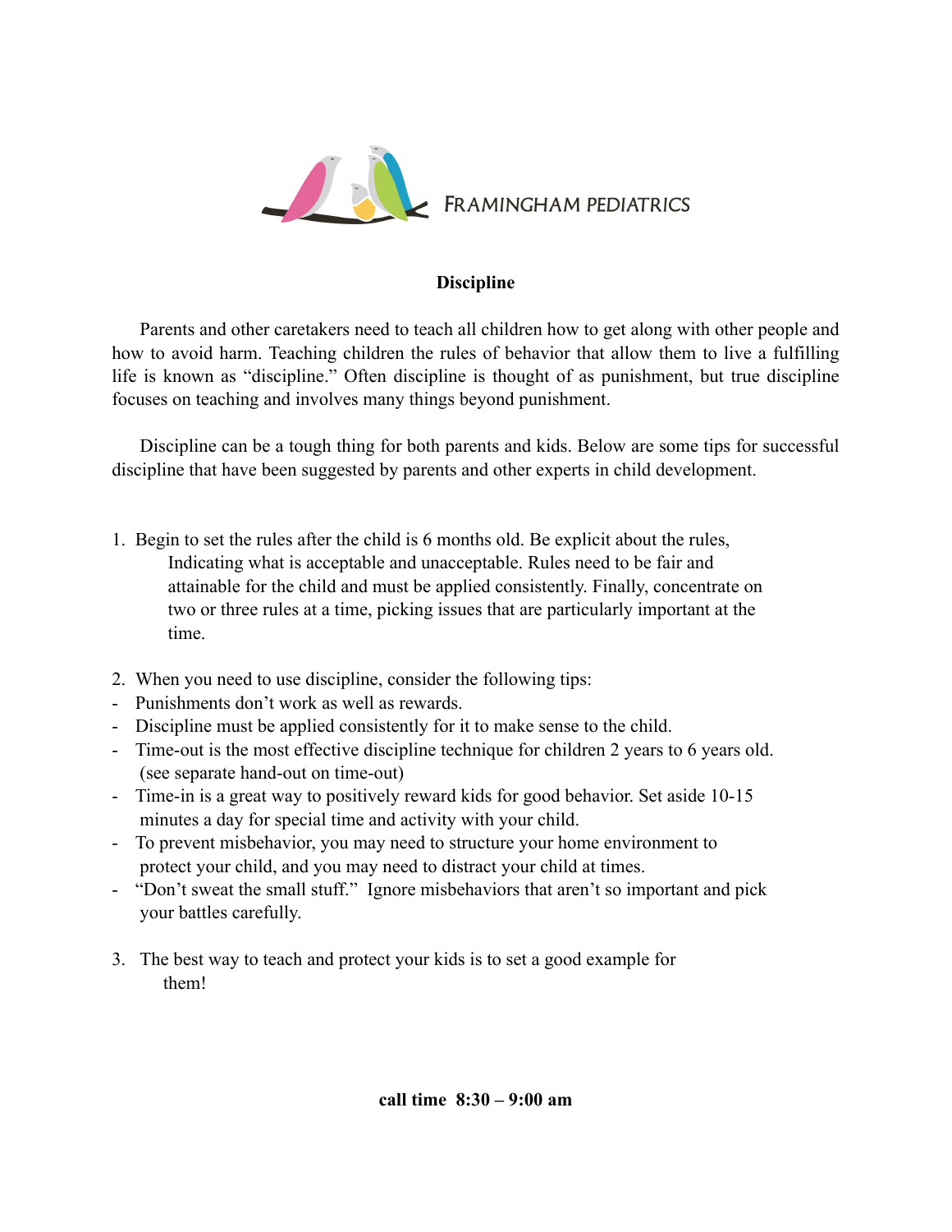FRAMINGHAM PEDIATRICS

# Discipline

Parents and other caretakers need to teach all children how to get along with other people and how to avoid harm. Teaching children the rules of behavior that allow them to live a fulfilling life is known as "discipline." Often discipline is thought of as punishment, but true discipline focuses on teaching and involves many things beyond punishment.

Discipline can be a tough thing for both parents and kids. Below are some tips for successful discipline that have been suggested by parents and other experts in child development.

1. Begin to set the rules after the child is 6 months old. Be explicit about the rules, Indicating what is acceptable and unacceptable. Rules need to be fair and attainable for the child and must be applied consistently. Finally, concentrate on two or three rules at a time, picking issues that are particularly important at the time.

2. When you need to use discipline, consider the following tips:

- Punishments don't work as well as rewards.
- Discipline must be applied consistently for it to make sense to the child.
- Time-out is the most effective discipline technique for children 2 years to 6 years old. (see separate hand-out on time-out)
- Time-in is a great way to positively reward kids for good behavior. Set aside 10-15 minutes a day for special time and activity with your child.
- To prevent misbehavior, you may need to structure your home environment to protect your child, and you may need to distract your child at times.
- "Don't sweat the small stuff." Ignore misbehaviors that aren't so important and pick your battles carefully.

3. The best way to teach and protect your kids is to set a good example for them!

**call time 8:30 – 9:00 am**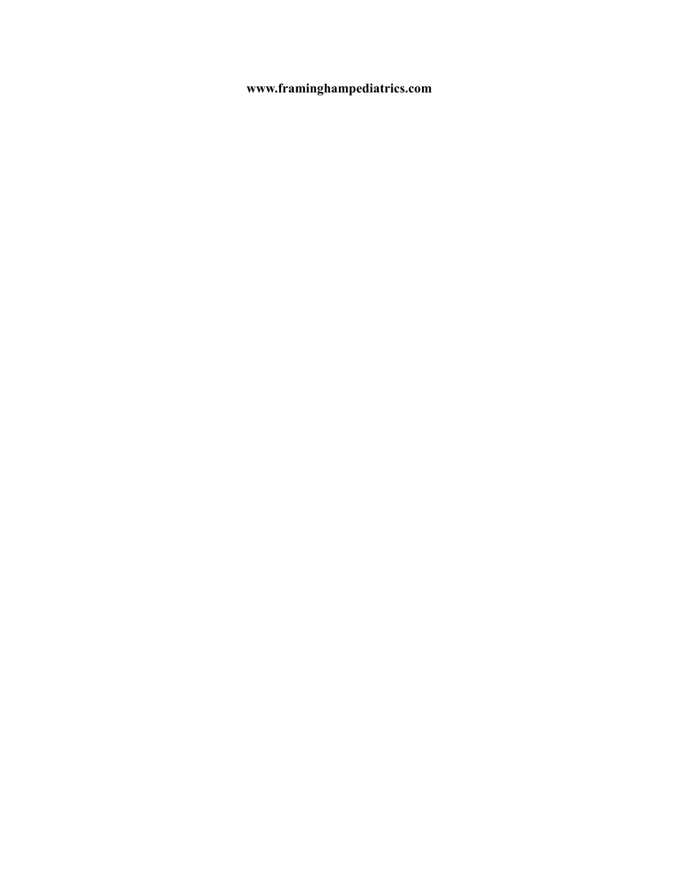**www.framinghampediatrics.com**